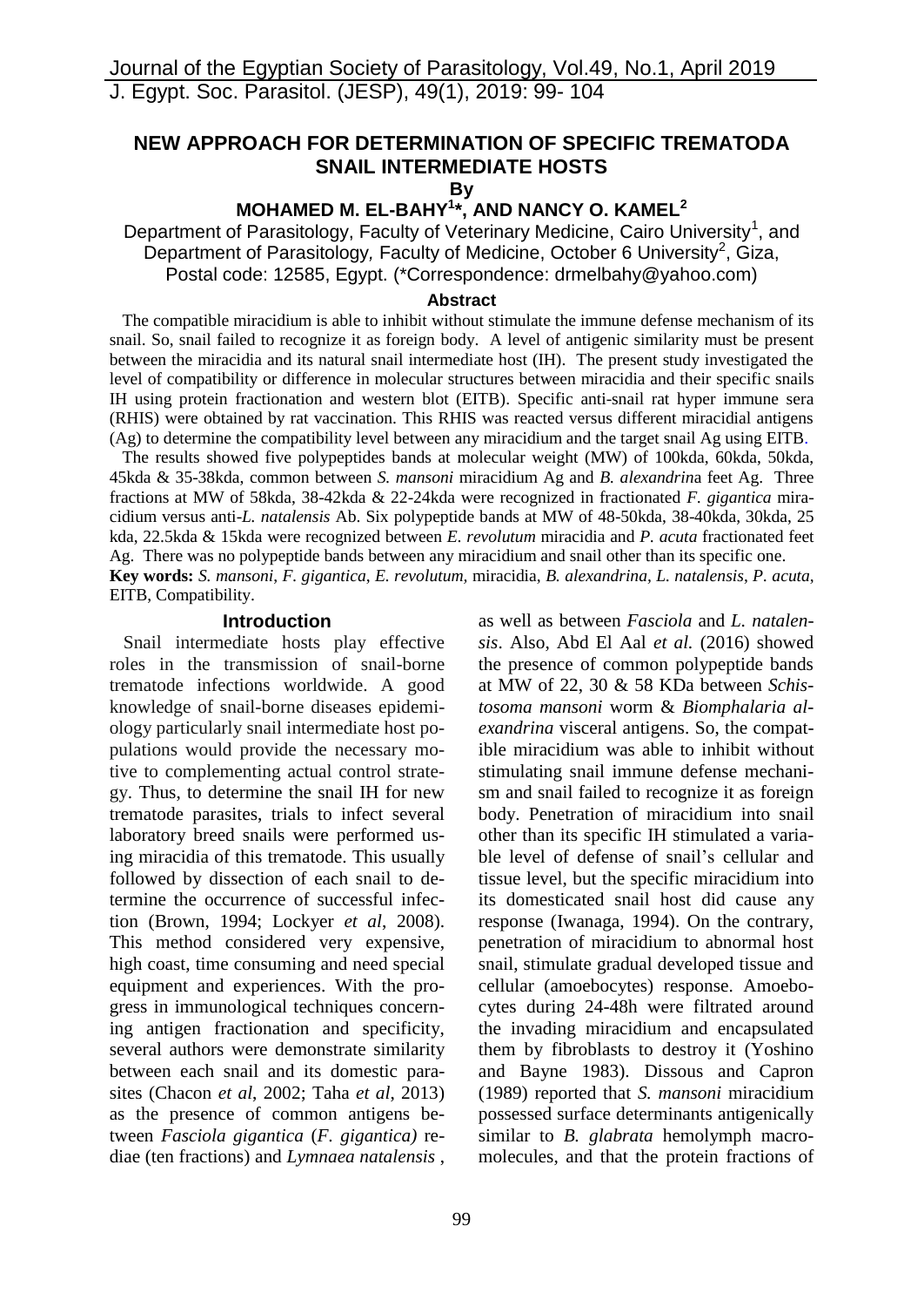# NEW APPROACH FOR DETERMINATION OF SPECIFIC TREMATODA SNAIL INTERMEDIATE HOSTS

By

**MOHAMED M. EL-BAHY[1]\*, AND NANCY O. KAMEL[2]**

Department of Parasitology, Faculty of Veterinary Medicine, Cairo University[1], and Department of Parasitology, Faculty of Medicine, October 6 University[2], Giza, Postal code: 12585, Egypt. (\*Correspondence: drmelbahy@yahoo.com)

## Abstract

The compatible miracidium is able to inhibit without stimulate the immune defense mechanism of its snail. So, snail failed to recognize it as foreign body. A level of antigenic similarity must be present between the miracidia and its natural snail intermediate host (IH). The present study investigated the level of compatibility or difference in molecular structures between miracidia and their specific snails IH using protein fractionation and western blot (EITB). Specific anti-snail rat hyper immune sera (RHIS) were obtained by rat vaccination. This RHIS was reacted versus different miracidial antigens (Ag) to determine the compatibility level between any miracidium and the target snail Ag using EITB.

The results showed five polypeptides bands at molecular weight (MW) of 100kda, 60kda, 50kda, 45kda & 35-38kda, common between *S. mansoni* miracidium Ag and *B. alexandrina* feet Ag. Three fractions at MW of 58kda, 38-42kda & 22-24kda were recognized in fractionated *F. gigantica* miracidium versus anti-*L. natalensis* Ab. Six polypeptide bands at MW of 48-50kda, 38-40kda, 30kda, 25 kda, 22.5kda & 15kda were recognized between *E. revolutum* miracidia and *P. acuta* fractionated feet Ag. There was no polypeptide bands between any miracidium and snail other than its specific one.

**Key words:** *S. mansoni*, *F. gigantica*, *E. revolutum,* miracidia, *B. alexandrina, L. natalensis*, *P. acuta*, EITB, Compatibility.

## Introduction

Snail intermediate hosts play effective roles in the transmission of snail-borne trematode infections worldwide. A good knowledge of snail-borne diseases epidemiology particularly snail intermediate host populations would provide the necessary motive to complementing actual control strategy. Thus, to determine the snail IH for new trematode parasites, trials to infect several laboratory breed snails were performed using miracidia of this trematode. This usually followed by dissection of each snail to determine the occurrence of successful infection (Brown, 1994; Lockyer *et al*, 2008). This method considered very expensive, high coast, time consuming and need special equipment and experiences. With the progress in immunological techniques concerning antigen fractionation and specificity, several authors were demonstrate similarity between each snail and its domestic parasites (Chacon *et al*, 2002; Taha *et al*, 2013) as the presence of common antigens between *Fasciola gigantica* (*F. gigantica)* rediae (ten fractions) and *Lymnaea natalensis* , as well as between *Fasciola* and *L. natalensis*. Also, Abd El Aal *et al.* (2016) showed the presence of common polypeptide bands at MW of 22, 30 & 58 KDa between *Schistosoma mansoni* worm & *Biomphalaria alexandrina* visceral antigens. So, the compatible miracidium was able to inhibit without stimulating snail immune defense mechanism and snail failed to recognize it as foreign body. Penetration of miracidium into snail other than its specific IH stimulated a variable level of defense of snail's cellular and tissue level, but the specific miracidium into its domesticated snail host did cause any response (Iwanaga, 1994). On the contrary, penetration of miracidium to abnormal host snail, stimulate gradual developed tissue and cellular (amoebocytes) response. Amoebocytes during 24-48h were filtrated around the invading miracidium and encapsulated them by fibroblasts to destroy it (Yoshino and Bayne 1983). Dissous and Capron (1989) reported that *S. mansoni* miracidium possessed surface determinants antigenically similar to *B. glabrata* hemolymph macromolecules, and that the protein fractions of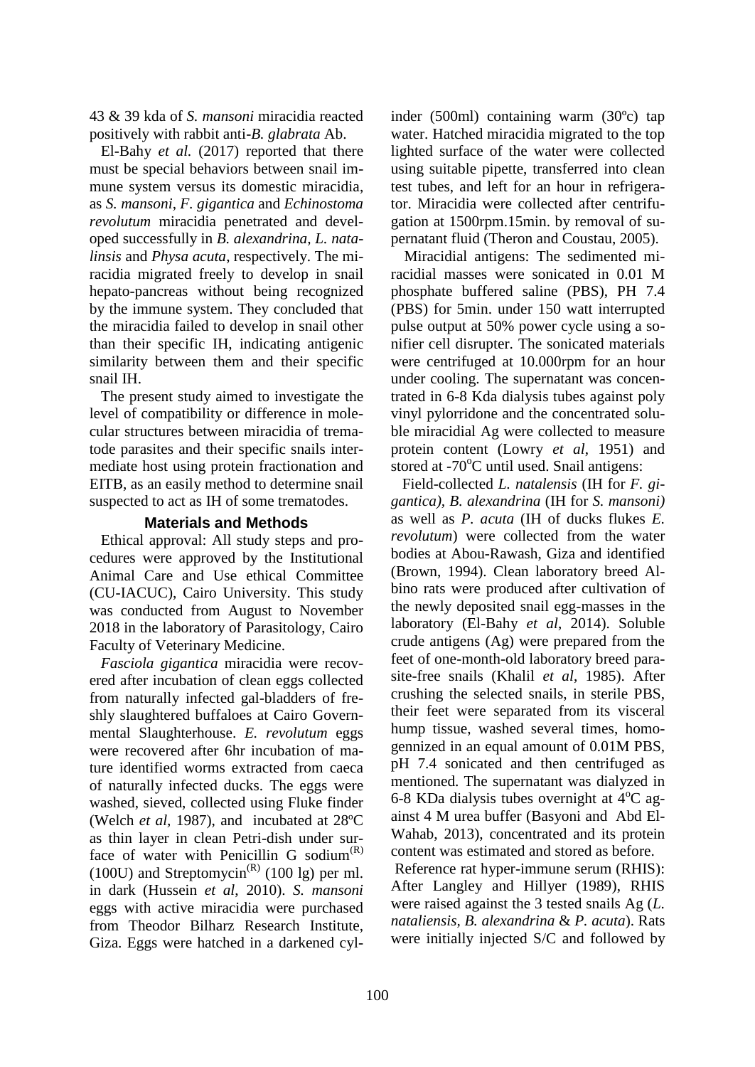43 & 39 kda of *S. mansoni* miracidia reacted positively with rabbit anti-*B. glabrata* Ab.

El-Bahy *et al.* (2017) reported that there must be special behaviors between snail immune system versus its domestic miracidia, as *S. mansoni*, *F. gigantica* and *Echinostoma revolutum* miracidia penetrated and developed successfully in *B. alexandrina*, *L. natalinsis* and *Physa acuta*, respectively. The miracidia migrated freely to develop in snail hepato-pancreas without being recognized by the immune system. They concluded that the miracidia failed to develop in snail other than their specific IH, indicating antigenic similarity between them and their specific snail IH.

The present study aimed to investigate the level of compatibility or difference in molecular structures between miracidia of trematode parasites and their specific snails intermediate host using protein fractionation and EITB, as an easily method to determine snail suspected to act as IH of some trematodes.

## Materials and Methods

Ethical approval: All study steps and procedures were approved by the Institutional Animal Care and Use ethical Committee (CU-IACUC), Cairo University. This study was conducted from August to November 2018 in the laboratory of Parasitology, Cairo Faculty of Veterinary Medicine.

*Fasciola gigantica* miracidia were recovered after incubation of clean eggs collected from naturally infected gal-bladders of freshly slaughtered buffaloes at Cairo Governmental Slaughterhouse. *E. revolutum* eggs were recovered after 6hr incubation of mature identified worms extracted from caeca of naturally infected ducks. The eggs were washed, sieved, collected using Fluke finder (Welch *et al*, 1987), and incubated at 28ºC as thin layer in clean Petri-dish under surface of water with Penicillin G sodium(R) (100U) and Streptomycin(R) (100 lg) per ml. in dark (Hussein *et al*, 2010). *S. mansoni* eggs with active miracidia were purchased from Theodor Bilharz Research Institute, Giza. Eggs were hatched in a darkened cylinder (500ml) containing warm (30ºc) tap water. Hatched miracidia migrated to the top lighted surface of the water were collected using suitable pipette, transferred into clean test tubes, and left for an hour in refrigerator. Miracidia were collected after centrifugation at 1500rpm.15min. by removal of supernatant fluid (Theron and Coustau, 2005).

Miracidial antigens: The sedimented miracidial masses were sonicated in 0.01 M phosphate buffered saline (PBS), PH 7.4 (PBS) for 5min. under 150 watt interrupted pulse output at 50% power cycle using a sonifier cell disrupter. The sonicated materials were centrifuged at 10.000rpm for an hour under cooling. The supernatant was concentrated in 6-8 Kda dialysis tubes against poly vinyl pylorridone and the concentrated soluble miracidial Ag were collected to measure protein content (Lowry *et al*, 1951) and stored at -70°C until used. Snail antigens:

Field-collected *L. natalensis* (IH for *F. gigantica), B. alexandrina* (IH for *S. mansoni)* as well as *P. acuta* (IH of ducks flukes *E. revolutum*) were collected from the water bodies at Abou-Rawash, Giza and identified (Brown, 1994). Clean laboratory breed Albino rats were produced after cultivation of the newly deposited snail egg-masses in the laboratory (El-Bahy *et al*, 2014). Soluble crude antigens (Ag) were prepared from the feet of one-month-old laboratory breed parasite-free snails (Khalil *et al*, 1985). After crushing the selected snails, in sterile PBS, their feet were separated from its visceral hump tissue, washed several times, homogennized in an equal amount of 0.01M PBS, pH 7.4 sonicated and then centrifuged as mentioned. The supernatant was dialyzed in 6-8 KDa dialysis tubes overnight at 4°C against 4 M urea buffer (Basyoni and Abd El-Wahab, 2013), concentrated and its protein content was estimated and stored as before.

Reference rat hyper-immune serum (RHIS): After Langley and Hillyer (1989), RHIS were raised against the 3 tested snails Ag (*L. nataliensis*, *B. alexandrina* & *P. acuta*). Rats were initially injected S/C and followed by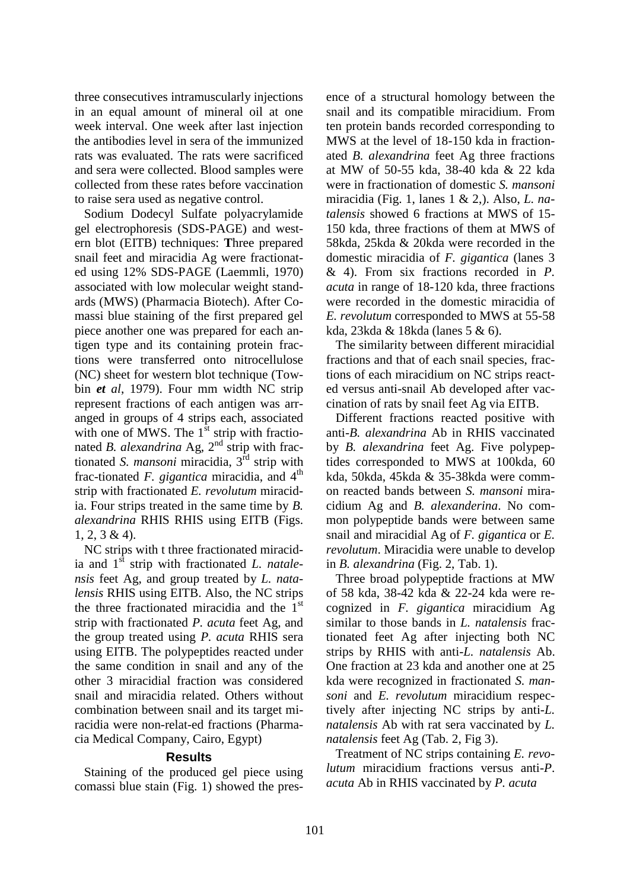three consecutives intramuscularly injections in an equal amount of mineral oil at one week interval. One week after last injection the antibodies level in sera of the immunized rats was evaluated. The rats were sacrificed and sera were collected. Blood samples were collected from these rates before vaccination to raise sera used as negative control.

Sodium Dodecyl Sulfate polyacrylamide gel electrophoresis (SDS-PAGE) and western blot (EITB) techniques: **T**hree prepared snail feet and miracidia Ag were fractionated using 12% SDS-PAGE (Laemmli, 1970) associated with low molecular weight standards (MWS) (Pharmacia Biotech). After Comassi blue staining of the first prepared gel piece another one was prepared for each antigen type and its containing protein fractions were transferred onto nitrocellulose (NC) sheet for western blot technique (Towbin ***et** al*, 1979). Four mm width NC strip represent fractions of each antigen was arranged in groups of 4 strips each, associated with one of MWS. The 1st strip with fractionated *B. alexandrina* Ag, 2nd strip with fractionated *S. mansoni* miracidia, 3rd strip with frac-tionated *F. gigantica* miracidia, and 4th strip with fractionated *E. revolutum* miracidia. Four strips treated in the same time by *B. alexandrina* RHIS RHIS using EITB (Figs. 1, 2, 3 & 4).

NC strips with t three fractionated miracidia and 1st strip with fractionated *L. natalensis* feet Ag, and group treated by *L. natalensis* RHIS using EITB. Also, the NC strips the three fractionated miracidia and the 1st strip with fractionated *P. acuta* feet Ag, and the group treated using *P. acuta* RHIS sera using EITB. The polypeptides reacted under the same condition in snail and any of the other 3 miracidial fraction was considered snail and miracidia related. Others without combination between snail and its target miracidia were non-relat-ed fractions (Pharmacia Medical Company, Cairo, Egypt)

## Results

Staining of the produced gel piece using comassi blue stain (Fig. 1) showed the presence of a structural homology between the snail and its compatible miracidium. From ten protein bands recorded corresponding to MWS at the level of 18-150 kda in fractionated *B. alexandrina* feet Ag three fractions at MW of 50-55 kda, 38-40 kda & 22 kda were in fractionation of domestic *S. mansoni* miracidia (Fig. 1, lanes 1 & 2,). Also, *L. natalensis* showed 6 fractions at MWS of 15-150 kda, three fractions of them at MWS of 58kda, 25kda & 20kda were recorded in the domestic miracidia of *F. gigantica* (lanes 3 & 4). From six fractions recorded in *P. acuta* in range of 18-120 kda, three fractions were recorded in the domestic miracidia of *E. revolutum* corresponded to MWS at 55-58 kda, 23kda & 18kda (lanes 5 & 6).

The similarity between different miracidial fractions and that of each snail species, fractions of each miracidium on NC strips reacted versus anti-snail Ab developed after vaccination of rats by snail feet Ag via EITB.

Different fractions reacted positive with anti-*B. alexandrina* Ab in RHIS vaccinated by *B. alexandrina* feet Ag. Five polypeptides corresponded to MWS at 100kda, 60 kda, 50kda, 45kda & 35-38kda were common reacted bands between *S. mansoni* miracidium Ag and *B. alexanderina*. No common polypeptide bands were between same snail and miracidial Ag of *F. gigantica* or *E. revolutum*. Miracidia were unable to develop in *B. alexandrina* (Fig. 2, Tab. 1).

Three broad polypeptide fractions at MW of 58 kda, 38-42 kda & 22-24 kda were recognized in *F. gigantica* miracidium Ag similar to those bands in *L. natalensis* fractionated feet Ag after injecting both NC strips by RHIS with anti-*L. natalensis* Ab. One fraction at 23 kda and another one at 25 kda were recognized in fractionated *S. mansoni* and *E. revolutum* miracidium respectively after injecting NC strips by anti-*L. natalensis* Ab with rat sera vaccinated by *L. natalensis* feet Ag (Tab. 2, Fig 3).

Treatment of NC strips containing *E. revolutum* miracidium fractions versus anti-*P. acuta* Ab in RHIS vaccinated by *P. acuta*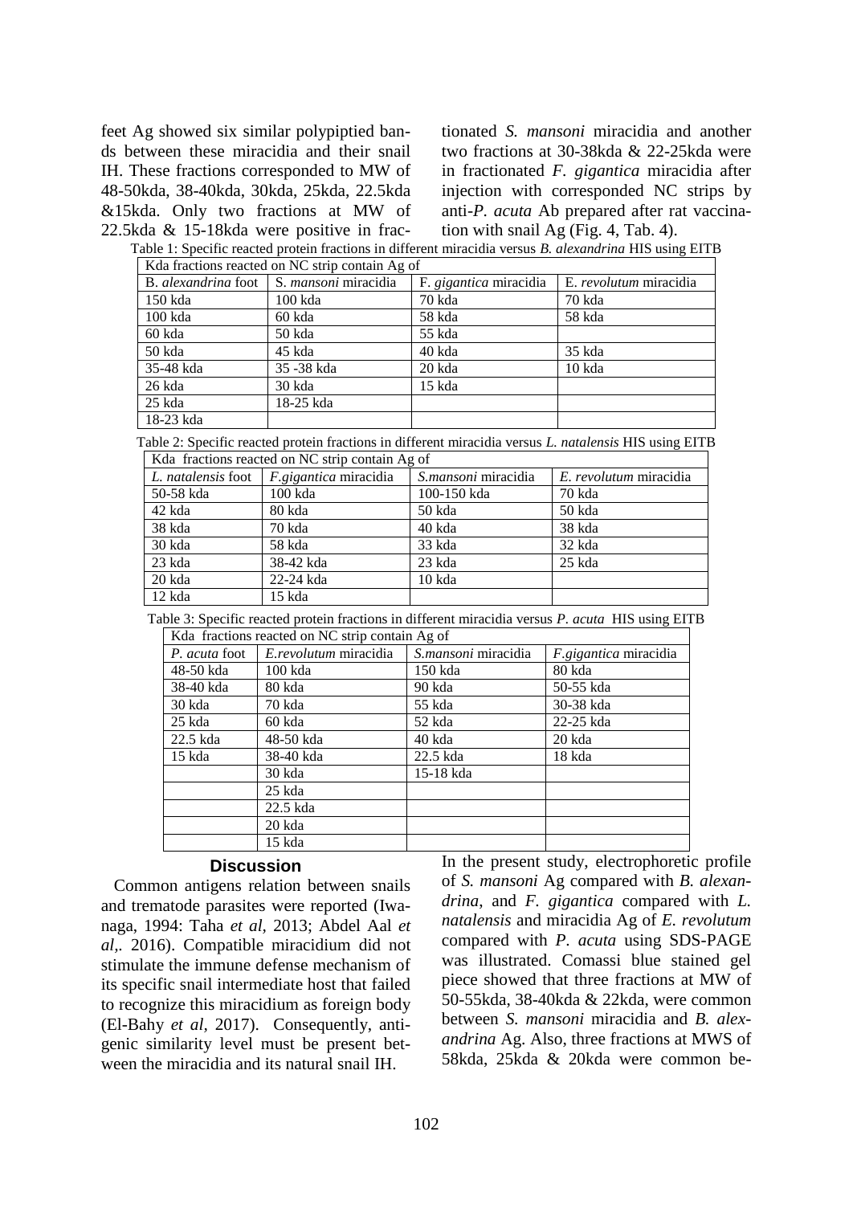feet Ag showed six similar polypiptied bands between these miracidia and their snail IH. These fractions corresponded to MW of 48-50kda, 38-40kda, 30kda, 25kda, 22.5kda &15kda. Only two fractions at MW of 22.5kda & 15-18kda were positive in fractionated *S. mansoni* miracidia and another two fractions at 30-38kda & 22-25kda were in fractionated *F. gigantica* miracidia after injection with corresponded NC strips by anti-*P. acuta* Ab prepared after rat vaccination with snail Ag (Fig. 4, Tab. 4).

Table 1: Specific reacted protein fractions in different miracidia versus *B. alexandrina* HIS using EITB

| Kda fractions reacted on NC strip contain Ag of | | | |
|---|---|---|---|
| B. *alexandrina* foot | S. *mansoni* miracidia | F. *gigantica* miracidia | E. *revolutum* miracidia |
| 150 kda | 100 kda | 70 kda | 70 kda |
| 100 kda | 60 kda | 58 kda | 58 kda |
| 60 kda | 50 kda | 55 kda | |
| 50 kda | 45 kda | 40 kda | 35 kda |
| 35-48 kda | 35 -38 kda | 20 kda | 10 kda |
| 26 kda | 30 kda | 15 kda | |
| 25 kda | 18-25 kda | | |
| 18-23 kda | | | |

Table 2: Specific reacted protein fractions in different miracidia versus *L. natalensis* HIS using EITB

| Kda fractions reacted on NC strip contain Ag of | | | |
|---|---|---|---|
| *L. natalensis* foot | *F.gigantica* miracidia | *S.mansoni* miracidia | *E. revolutum* miracidia |
| 50-58 kda | 100 kda | 100-150 kda | 70 kda |
| 42 kda | 80 kda | 50 kda | 50 kda |
| 38 kda | 70 kda | 40 kda | 38 kda |
| 30 kda | 58 kda | 33 kda | 32 kda |
| 23 kda | 38-42 kda | 23 kda | 25 kda |
| 20 kda | 22-24 kda | 10 kda | |
| 12 kda | 15 kda | | |

Table 3: Specific reacted protein fractions in different miracidia versus *P. acuta* HIS using EITB

| Kda fractions reacted on NC strip contain Ag of | | | |
|---|---|---|---|
| *P. acuta* foot | *E.revolutum* miracidia | *S.mansoni* miracidia | *F.gigantica* miracidia |
| 48-50 kda | 100 kda | 150 kda | 80 kda |
| 38-40 kda | 80 kda | 90 kda | 50-55 kda |
| 30 kda | 70 kda | 55 kda | 30-38 kda |
| 25 kda | 60 kda | 52 kda | 22-25 kda |
| 22.5 kda | 48-50 kda | 40 kda | 20 kda |
| 15 kda | 38-40 kda | 22.5 kda | 18 kda |
| | 30 kda | 15-18 kda | |
| | 25 kda | | |
| | 22.5 kda | | |
| | 20 kda | | |
| | 15 kda | | |

## Discussion

Common antigens relation between snails and trematode parasites were reported (Iwanaga, 1994: Taha *et al,* 2013; Abdel Aal *et al,.* 2016). Compatible miracidium did not stimulate the immune defense mechanism of its specific snail intermediate host that failed to recognize this miracidium as foreign body (El-Bahy *et al*, 2017). Consequently, antigenic similarity level must be present between the miracidia and its natural snail IH.

In the present study, electrophoretic profile of *S. mansoni* Ag compared with *B. alexandrina*, and *F. gigantica* compared with *L. natalensis* and miracidia Ag of *E. revolutum* compared with *P. acuta* using SDS-PAGE was illustrated. Comassi blue stained gel piece showed that three fractions at MW of 50-55kda, 38-40kda & 22kda, were common between *S. mansoni* miracidia and *B. alexandrina* Ag. Also, three fractions at MWS of 58kda, 25kda & 20kda were common be-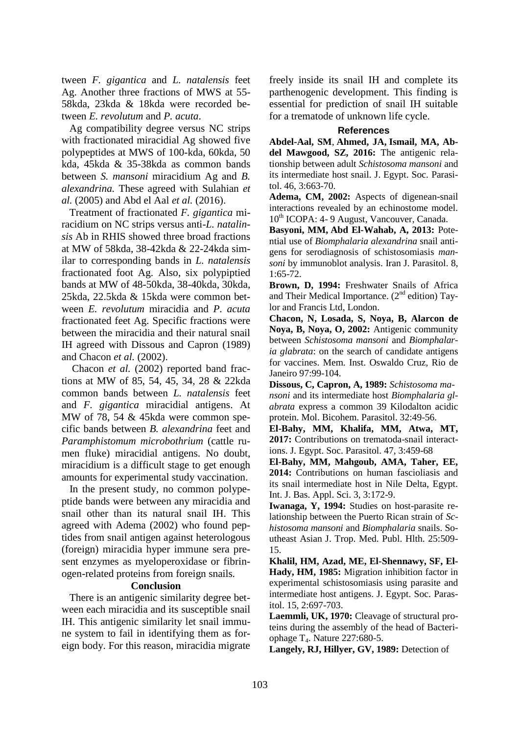tween *F. gigantica* and *L. natalensis* feet Ag. Another three fractions of MWS at 55-58kda, 23kda & 18kda were recorded between *E. revolutum* and *P. acuta*.

Ag compatibility degree versus NC strips with fractionated miracidial Ag showed five polypeptides at MWS of 100-kda, 60kda, 50 kda, 45kda & 35-38kda as common bands between *S. mansoni* miracidium Ag and *B. alexandrina.* These agreed with Sulahian *et al.* (2005) and Abd el Aal *et al.* (2016).

Treatment of fractionated *F. gigantica* miracidium on NC strips versus anti-*L. natalinsis* Ab in RHIS showed three broad fractions at MW of 58kda, 38-42kda & 22-24kda similar to corresponding bands in *L. natalensis* fractionated foot Ag. Also, six polypiptied bands at MW of 48-50kda, 38-40kda, 30kda, 25kda, 22.5kda & 15kda were common between *E. revolutum* miracidia and *P. acuta* fractionated feet Ag. Specific fractions were between the miracidia and their natural snail IH agreed with Dissous and Capron (1989) and Chacon *et al.* (2002).

Chacon *et al.* (2002) reported band fractions at MW of 85, 54, 45, 34, 28 & 22kda common bands between *L. natalensis* feet and *F. gigantica* miracidial antigens. At MW of 78, 54 & 45kda were common specific bands between *B. alexandrina* feet and *Paramphistomum microbothrium* (cattle rumen fluke) miracidial antigens. No doubt, miracidium is a difficult stage to get enough amounts for experimental study vaccination.

In the present study, no common polypeptide bands were between any miracidia and snail other than its natural snail IH. This agreed with Adema (2002) who found peptides from snail antigen against heterologous (foreign) miracidia hyper immune sera present enzymes as myeloperoxidase or fibrinogen-related proteins from foreign snails.

## Conclusion

There is an antigenic similarity degree between each miracidia and its susceptible snail IH. This antigenic similarity let snail immune system to fail in identifying them as foreign body. For this reason, miracidia migrate freely inside its snail IH and complete its parthenogenic development. This finding is essential for prediction of snail IH suitable for a trematode of unknown life cycle.

## References

**Abdel-Aal, SM, Ahmed, JA, Ismail, MA, Abdel Mawgood, SZ, 2016:** The antigenic relationship between adult *Schistosoma mansoni* and its intermediate host snail. J. Egypt. Soc. Parasitol. 46, 3:663-70.

**Adema, CM, 2002:** Aspects of digenean-snail interactions revealed by an echinostome model. 10th ICOPA: 4- 9 August, Vancouver, Canada.

**Basyoni, MM, Abd El-Wahab, A, 2013:** Potential use of *Biomphalaria alexandrina* snail antigens for serodiagnosis of schistosomiasis *mansoni* by immunoblot analysis. Iran J. Parasitol. 8, 1:65-72.

**Brown, D, 1994:** Freshwater Snails of Africa and Their Medical Importance. (2nd edition) Taylor and Francis Ltd, London.

**Chacon, N, Losada, S, Noya, B, Alarcon de Noya, B, Noya, O, 2002:** Antigenic community between *Schistosoma mansoni* and *Biomphalaria glabrata*: on the search of candidate antigens for vaccines. Mem. Inst. Oswaldo Cruz, Rio de Janeiro 97:99-104.

**Dissous, C, Capron, A, 1989:** *Schistosoma mansoni* and its intermediate host *Biomphalaria glabrata* express a common 39 Kilodalton acidic protein. Mol. Bicohem. Parasitol. 32:49-56.

**El-Bahy, MM, Khalifa, MM, Atwa, MT, 2017:** Contributions on trematoda-snail interactions. J. Egypt. Soc. Parasitol. 47, 3:459-68

**El-Bahy, MM, Mahgoub, AMA, Taher, EE, 2014:** Contributions on human fascioliasis and its snail intermediate host in Nile Delta, Egypt. Int. J. Bas. Appl. Sci. 3, 3:172-9.

**Iwanaga, Y, 1994:** Studies on host-parasite relationship between the Puerto Rican strain of *Schistosoma mansoni* and *Biomphalaria* snails. Southeast Asian J. Trop. Med. Publ. Hlth. 25:509-15.

**Khalil, HM, Azad, ME, El-Shennawy, SF, El-Hady, HM, 1985:** Migration inhibition factor in experimental schistosomiasis using parasite and intermediate host antigens. J. Egypt. Soc. Parasitol. 15, 2:697-703.

**Laemmli, UK, 1970:** Cleavage of structural proteins during the assembly of the head of Bacteriophage $T_4$. Nature 227:680-5.

**Langely, RJ, Hillyer, GV, 1989:** Detection of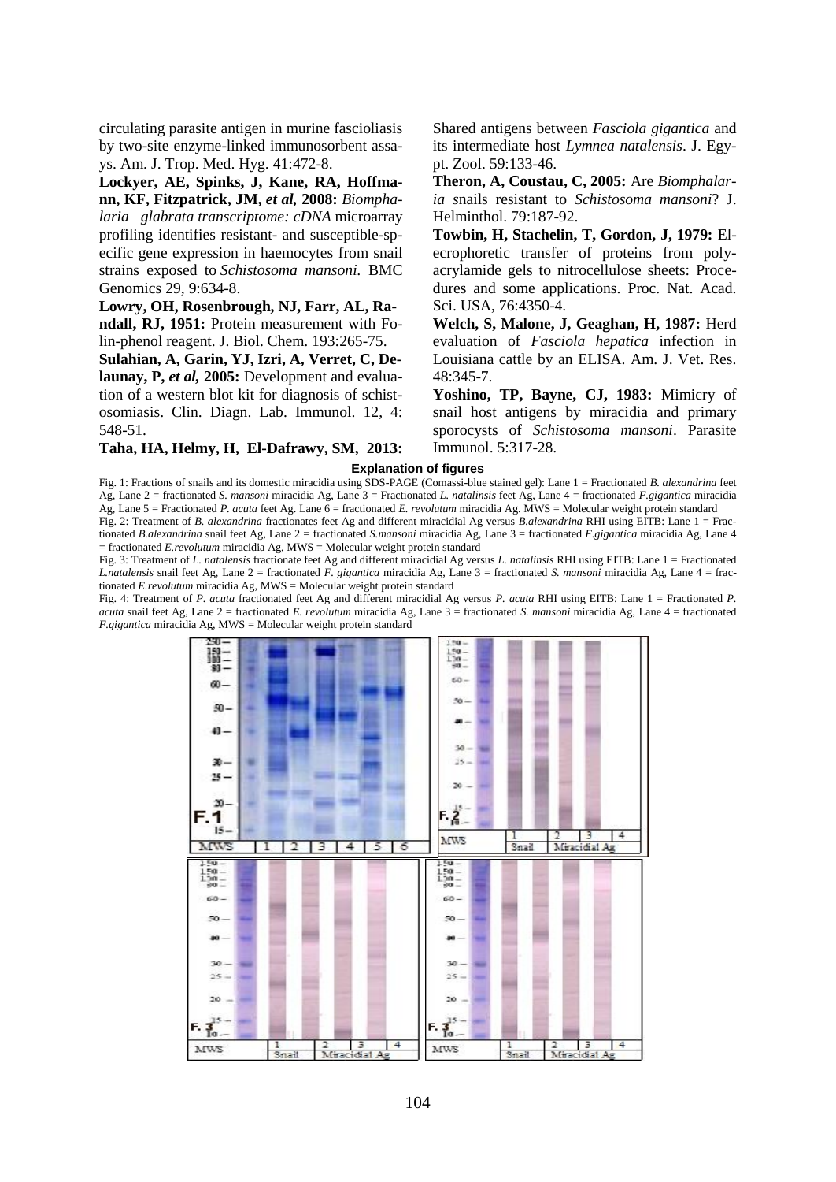circulating parasite antigen in murine fascioliasis by two-site enzyme-linked immunosorbent assays. Am. J. Trop. Med. Hyg. 41:472-8.

**Lockyer, AE, Spinks, J, Kane, RA, Hoffmann, KF, Fitzpatrick, JM, *et al,* 2008:** *Biomphalaria glabrata transcriptome: cDNA* microarray profiling identifies resistant- and susceptible-specific gene expression in haemocytes from snail strains exposed to *Schistosoma mansoni.* BMC Genomics 29, 9:634-8.

**Lowry, OH, Rosenbrough, NJ, Farr, AL, Randall, RJ, 1951:** Protein measurement with Folin-phenol reagent. J. Biol. Chem. 193:265-75.

**Sulahian, A, Garin, YJ, Izri, A, Verret, C, Delaunay, P, *et al,* 2005:** Development and evaluation of a western blot kit for diagnosis of schistosomiasis. Clin. Diagn. Lab. Immunol. 12, 4: 548-51.

**Taha, HA, Helmy, H, El-Dafrawy, SM, 2013:** Shared antigens between *Fasciola gigantica* and its intermediate host *Lymnea natalensis*. J. Egypt. Zool. 59:133-46.

**Theron, A, Coustau, C, 2005:** Are *Biomphalaria s*nails resistant to *Schistosoma mansoni*? J. Helminthol. 79:187-92.

**Towbin, H, Stachelin, T, Gordon, J, 1979:** Electrophoretic transfer of proteins from polyacrylamide gels to nitrocellulose sheets: Procedures and some applications. Proc. Nat. Acad. Sci. USA, 76:4350-4.

**Welch, S, Malone, J, Geaghan, H, 1987:** Herd evaluation of *Fasciola hepatica* infection in Louisiana cattle by an ELISA. Am. J. Vet. Res. 48:345-7.

**Yoshino, TP, Bayne, CJ, 1983:** Mimicry of snail host antigens by miracidia and primary sporocysts of *Schistosoma mansoni*. Parasite Immunol. 5:317-28.

**Explanation of figures**

Fig. 1: Fractions of snails and its domestic miracidia using SDS-PAGE (Comassi-blue stained gel): Lane 1 = Fractionated *B. alexandrina* feet Ag, Lane 2 = fractionated *S. mansoni* miracidia Ag, Lane 3 = Fractionated *L. natalinsis* feet Ag, Lane 4 = fractionated *F.gigantica* miracidia Ag, Lane 5 = Fractionated *P. acuta* feet Ag. Lane 6 = fractionated *E. revolutum* miracidia Ag. MWS = Molecular weight protein standard

Fig. 2: Treatment of *B. alexandrina* fractionates feet Ag and different miracidial Ag versus *B.alexandrina* RHI using EITB: Lane 1 = Fractionated *B.alexandrina* snail feet Ag, Lane 2 = fractionated *S.mansoni* miracidia Ag, Lane 3 = fractionated *F.gigantica* miracidia Ag, Lane 4 = fractionated *E.revolutum* miracidia Ag, MWS = Molecular weight protein standard

Fig. 3: Treatment of *L. natalensis* fractionate feet Ag and different miracidial Ag versus *L. natalinsis* RHI using EITB: Lane 1 = Fractionated *L.natalensis* snail feet Ag, Lane 2 = fractionated *F. gigantica* miracidia Ag, Lane 3 = fractionated *S. mansoni* miracidia Ag, Lane 4 = fractionated *E.revolutum* miracidia Ag, MWS = Molecular weight protein standard

Fig. 4: Treatment of *P. acuta* fractionated feet Ag and different miracidial Ag versus *P. acuta* RHI using EITB: Lane 1 = Fractionated *P. acuta* snail feet Ag, Lane 2 = fractionated *E. revolutum* miracidia Ag, Lane 3 = fractionated *S. mansoni* miracidia Ag, Lane 4 = fractionated *F.gigantica* miracidia Ag, MWS = Molecular weight protein standard